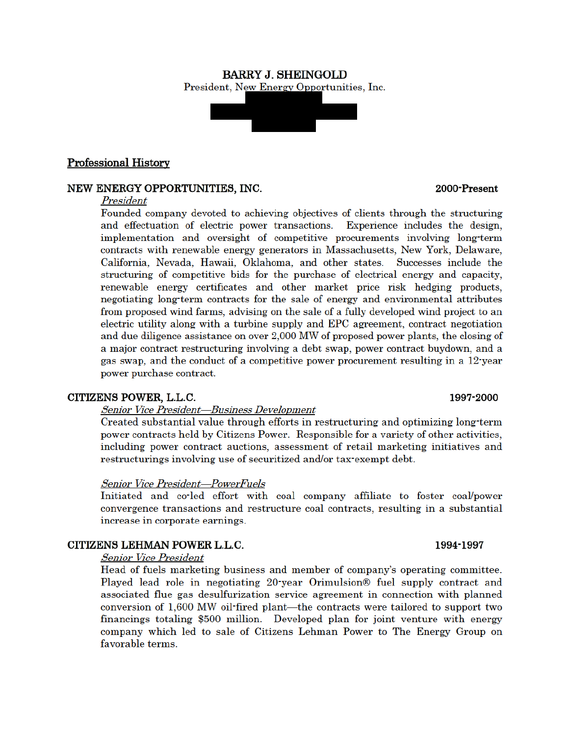# BARRY J. SHEINGOLD

President, New Energy Opportunities, Inc.

## Professional History

### NEW ENERGY OPPORTUNITIES, INC. — 2000-Present

*President*

Founded company devoted to achieving objectives of clients through the structuring and effectuation of electric power transactions. Experience includes the design, implementation and oversight of competitive procurements involving long-term contracts with renewable energy generators in Massachusetts, New York, Delaware, California, Nevada, Hawaii, Oklahoma, and other states. Successes include the structuring of competitive bids for the purchase of electrical energy and capacity, renewable energy certificates and other market price risk hedging products, negotiating long-term contracts for the sale of energy and environmental attributes from proposed wind farms, advising on the sale of a fully developed wind project to an electric utility along with a turbine supply and EPC agreement, contract negotiation and due diligence assistance on over 2,000 MW of proposed power plants, the closing of a major contract restructuring involving a debt swap, power contract buydown, and a gas swap, and the conduct of a competitive power procurement resulting in a 12-year power purchase contract.

### CITIZENS POWER, L.L.C. — 1997-2000

*Senior Vice President—Business Development*

Created substantial value through efforts in restructuring and optimizing long-term power contracts held by Citizens Power. Responsible for a variety of other activities, including power contract auctions, assessment of retail marketing initiatives and restructurings involving use of securitized and/or tax-exempt debt.

*Senior Vice President—PowerFuels*

Initiated and co-led effort with coal company affiliate to foster coal/power convergence transactions and restructure coal contracts, resulting in a substantial increase in corporate earnings.

### CITIZENS LEHMAN POWER L.L.C. — 1994-1997

*Senior Vice President*

Head of fuels marketing business and member of company's operating committee. Played lead role in negotiating 20-year Orimulsion® fuel supply contract and associated flue gas desulfurization service agreement in connection with planned conversion of 1,600 MW oil-fired plant—the contracts were tailored to support two financings totaling $500 million. Developed plan for joint venture with energy company which led to sale of Citizens Lehman Power to The Energy Group on favorable terms.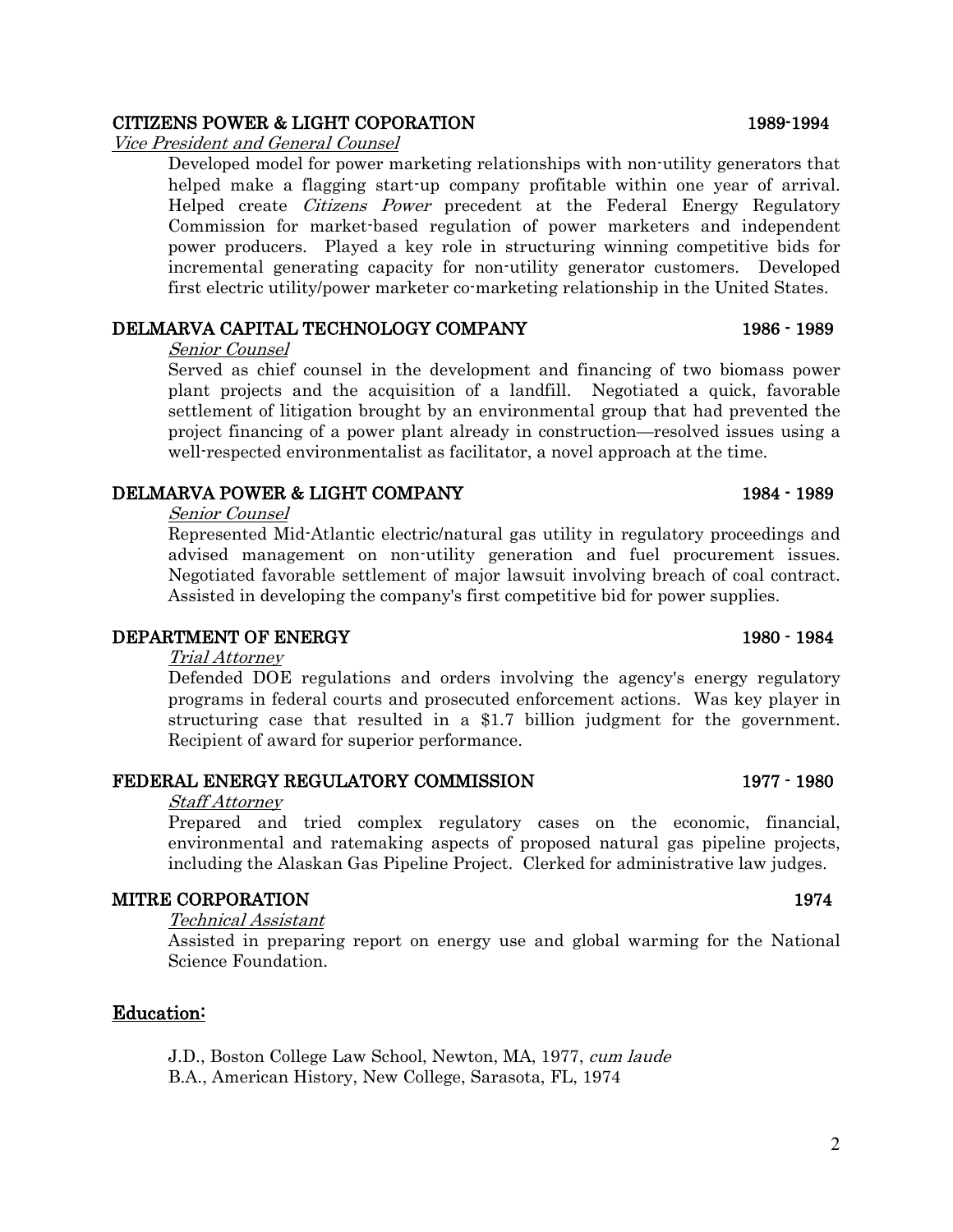**CITIZENS POWER & LIGHT COPORATION** 1989-1994

*Vice President and General Counsel*

Developed model for power marketing relationships with non-utility generators that helped make a flagging start-up company profitable within one year of arrival. Helped create *Citizens Power* precedent at the Federal Energy Regulatory Commission for market-based regulation of power marketers and independent power producers. Played a key role in structuring winning competitive bids for incremental generating capacity for non-utility generator customers. Developed first electric utility/power marketer co-marketing relationship in the United States.

**DELMARVA CAPITAL TECHNOLOGY COMPANY** 1986 - 1989

*Senior Counsel*

Served as chief counsel in the development and financing of two biomass power plant projects and the acquisition of a landfill. Negotiated a quick, favorable settlement of litigation brought by an environmental group that had prevented the project financing of a power plant already in construction—resolved issues using a well-respected environmentalist as facilitator, a novel approach at the time.

**DELMARVA POWER & LIGHT COMPANY** 1984 - 1989

*Senior Counsel*

Represented Mid-Atlantic electric/natural gas utility in regulatory proceedings and advised management on non-utility generation and fuel procurement issues. Negotiated favorable settlement of major lawsuit involving breach of coal contract. Assisted in developing the company's first competitive bid for power supplies.

**DEPARTMENT OF ENERGY** 1980 - 1984

*Trial Attorney*

Defended DOE regulations and orders involving the agency's energy regulatory programs in federal courts and prosecuted enforcement actions. Was key player in structuring case that resulted in a $1.7 billion judgment for the government. Recipient of award for superior performance.

**FEDERAL ENERGY REGULATORY COMMISSION** 1977 - 1980

*Staff Attorney*

Prepared and tried complex regulatory cases on the economic, financial, environmental and ratemaking aspects of proposed natural gas pipeline projects, including the Alaskan Gas Pipeline Project. Clerked for administrative law judges.

**MITRE CORPORATION** 1974

*Technical Assistant*

Assisted in preparing report on energy use and global warming for the National Science Foundation.

## Education:

J.D., Boston College Law School, Newton, MA, 1977, *cum laude*
B.A., American History, New College, Sarasota, FL, 1974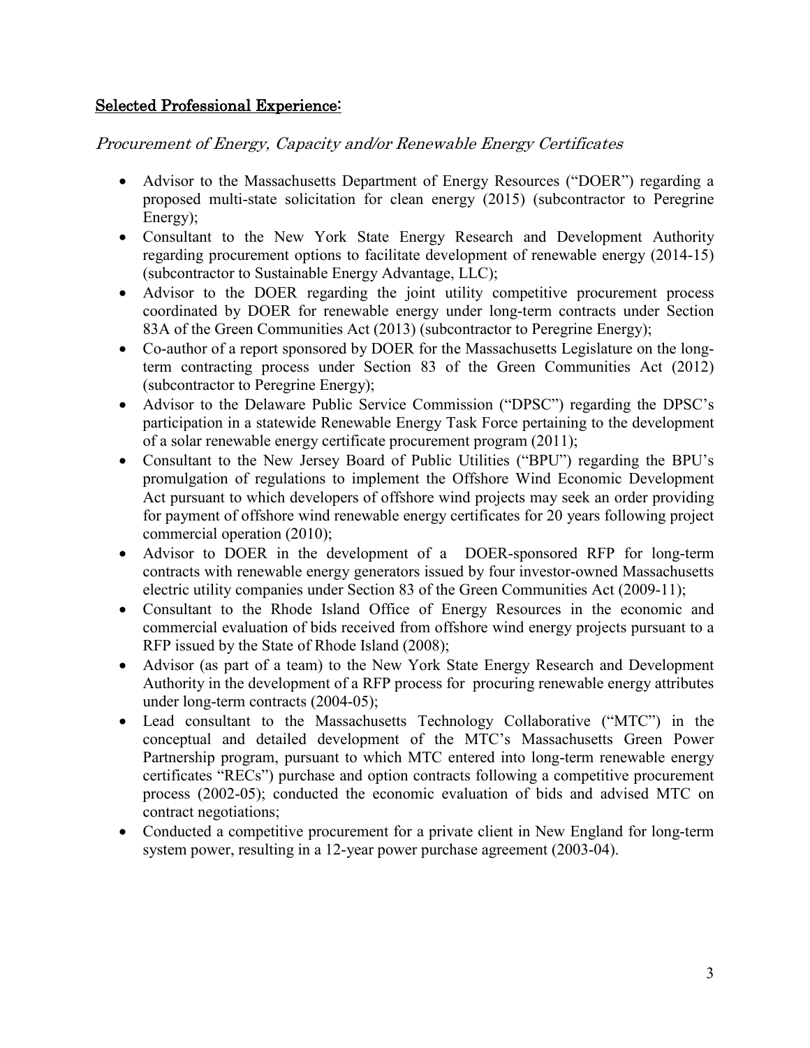## Selected Professional Experience:

### *Procurement of Energy, Capacity and/or Renewable Energy Certificates*

- Advisor to the Massachusetts Department of Energy Resources ("DOER") regarding a proposed multi-state solicitation for clean energy (2015) (subcontractor to Peregrine Energy);
- Consultant to the New York State Energy Research and Development Authority regarding procurement options to facilitate development of renewable energy (2014-15) (subcontractor to Sustainable Energy Advantage, LLC);
- Advisor to the DOER regarding the joint utility competitive procurement process coordinated by DOER for renewable energy under long-term contracts under Section 83A of the Green Communities Act (2013) (subcontractor to Peregrine Energy);
- Co-author of a report sponsored by DOER for the Massachusetts Legislature on the long-term contracting process under Section 83 of the Green Communities Act (2012) (subcontractor to Peregrine Energy);
- Advisor to the Delaware Public Service Commission ("DPSC") regarding the DPSC's participation in a statewide Renewable Energy Task Force pertaining to the development of a solar renewable energy certificate procurement program (2011);
- Consultant to the New Jersey Board of Public Utilities ("BPU") regarding the BPU's promulgation of regulations to implement the Offshore Wind Economic Development Act pursuant to which developers of offshore wind projects may seek an order providing for payment of offshore wind renewable energy certificates for 20 years following project commercial operation (2010);
- Advisor to DOER in the development of a DOER-sponsored RFP for long-term contracts with renewable energy generators issued by four investor-owned Massachusetts electric utility companies under Section 83 of the Green Communities Act (2009-11);
- Consultant to the Rhode Island Office of Energy Resources in the economic and commercial evaluation of bids received from offshore wind energy projects pursuant to a RFP issued by the State of Rhode Island (2008);
- Advisor (as part of a team) to the New York State Energy Research and Development Authority in the development of a RFP process for procuring renewable energy attributes under long-term contracts (2004-05);
- Lead consultant to the Massachusetts Technology Collaborative ("MTC") in the conceptual and detailed development of the MTC's Massachusetts Green Power Partnership program, pursuant to which MTC entered into long-term renewable energy certificates "RECs") purchase and option contracts following a competitive procurement process (2002-05); conducted the economic evaluation of bids and advised MTC on contract negotiations;
- Conducted a competitive procurement for a private client in New England for long-term system power, resulting in a 12-year power purchase agreement (2003-04).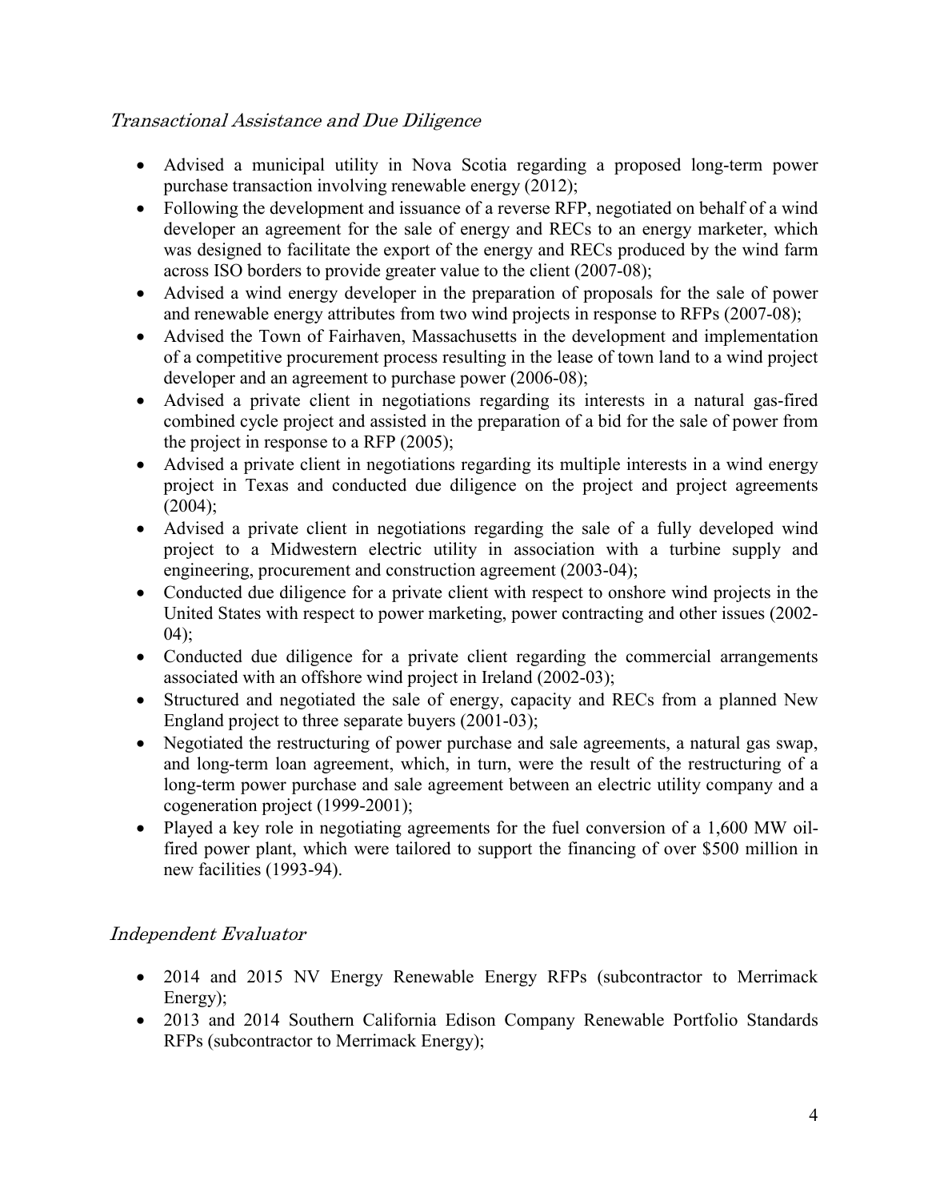### *Transactional Assistance and Due Diligence*

- Advised a municipal utility in Nova Scotia regarding a proposed long-term power purchase transaction involving renewable energy (2012);
- Following the development and issuance of a reverse RFP, negotiated on behalf of a wind developer an agreement for the sale of energy and RECs to an energy marketer, which was designed to facilitate the export of the energy and RECs produced by the wind farm across ISO borders to provide greater value to the client (2007-08);
- Advised a wind energy developer in the preparation of proposals for the sale of power and renewable energy attributes from two wind projects in response to RFPs (2007-08);
- Advised the Town of Fairhaven, Massachusetts in the development and implementation of a competitive procurement process resulting in the lease of town land to a wind project developer and an agreement to purchase power (2006-08);
- Advised a private client in negotiations regarding its interests in a natural gas-fired combined cycle project and assisted in the preparation of a bid for the sale of power from the project in response to a RFP (2005);
- Advised a private client in negotiations regarding its multiple interests in a wind energy project in Texas and conducted due diligence on the project and project agreements (2004);
- Advised a private client in negotiations regarding the sale of a fully developed wind project to a Midwestern electric utility in association with a turbine supply and engineering, procurement and construction agreement (2003-04);
- Conducted due diligence for a private client with respect to onshore wind projects in the United States with respect to power marketing, power contracting and other issues (2002-04);
- Conducted due diligence for a private client regarding the commercial arrangements associated with an offshore wind project in Ireland (2002-03);
- Structured and negotiated the sale of energy, capacity and RECs from a planned New England project to three separate buyers (2001-03);
- Negotiated the restructuring of power purchase and sale agreements, a natural gas swap, and long-term loan agreement, which, in turn, were the result of the restructuring of a long-term power purchase and sale agreement between an electric utility company and a cogeneration project (1999-2001);
- Played a key role in negotiating agreements for the fuel conversion of a 1,600 MW oil-fired power plant, which were tailored to support the financing of over $500 million in new facilities (1993-94).

### *Independent Evaluator*

- 2014 and 2015 NV Energy Renewable Energy RFPs (subcontractor to Merrimack Energy);
- 2013 and 2014 Southern California Edison Company Renewable Portfolio Standards RFPs (subcontractor to Merrimack Energy);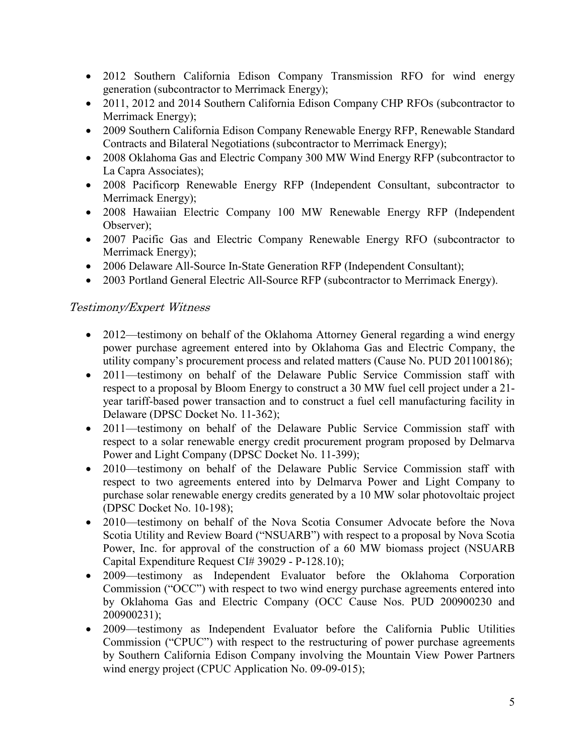- 2012 Southern California Edison Company Transmission RFO for wind energy generation (subcontractor to Merrimack Energy);
- 2011, 2012 and 2014 Southern California Edison Company CHP RFOs (subcontractor to Merrimack Energy);
- 2009 Southern California Edison Company Renewable Energy RFP, Renewable Standard Contracts and Bilateral Negotiations (subcontractor to Merrimack Energy);
- 2008 Oklahoma Gas and Electric Company 300 MW Wind Energy RFP (subcontractor to La Capra Associates);
- 2008 Pacificorp Renewable Energy RFP (Independent Consultant, subcontractor to Merrimack Energy);
- 2008 Hawaiian Electric Company 100 MW Renewable Energy RFP (Independent Observer);
- 2007 Pacific Gas and Electric Company Renewable Energy RFO (subcontractor to Merrimack Energy);
- 2006 Delaware All-Source In-State Generation RFP (Independent Consultant);
- 2003 Portland General Electric All-Source RFP (subcontractor to Merrimack Energy).

### *Testimony/Expert Witness*

- 2012—testimony on behalf of the Oklahoma Attorney General regarding a wind energy power purchase agreement entered into by Oklahoma Gas and Electric Company, the utility company's procurement process and related matters (Cause No. PUD 201100186);
- 2011—testimony on behalf of the Delaware Public Service Commission staff with respect to a proposal by Bloom Energy to construct a 30 MW fuel cell project under a 21-year tariff-based power transaction and to construct a fuel cell manufacturing facility in Delaware (DPSC Docket No. 11-362);
- 2011—testimony on behalf of the Delaware Public Service Commission staff with respect to a solar renewable energy credit procurement program proposed by Delmarva Power and Light Company (DPSC Docket No. 11-399);
- 2010—testimony on behalf of the Delaware Public Service Commission staff with respect to two agreements entered into by Delmarva Power and Light Company to purchase solar renewable energy credits generated by a 10 MW solar photovoltaic project (DPSC Docket No. 10-198);
- 2010—testimony on behalf of the Nova Scotia Consumer Advocate before the Nova Scotia Utility and Review Board ("NSUARB") with respect to a proposal by Nova Scotia Power, Inc. for approval of the construction of a 60 MW biomass project (NSUARB Capital Expenditure Request CI# 39029 - P-128.10);
- 2009—testimony as Independent Evaluator before the Oklahoma Corporation Commission ("OCC") with respect to two wind energy purchase agreements entered into by Oklahoma Gas and Electric Company (OCC Cause Nos. PUD 200900230 and 200900231);
- 2009—testimony as Independent Evaluator before the California Public Utilities Commission ("CPUC") with respect to the restructuring of power purchase agreements by Southern California Edison Company involving the Mountain View Power Partners wind energy project (CPUC Application No. 09-09-015);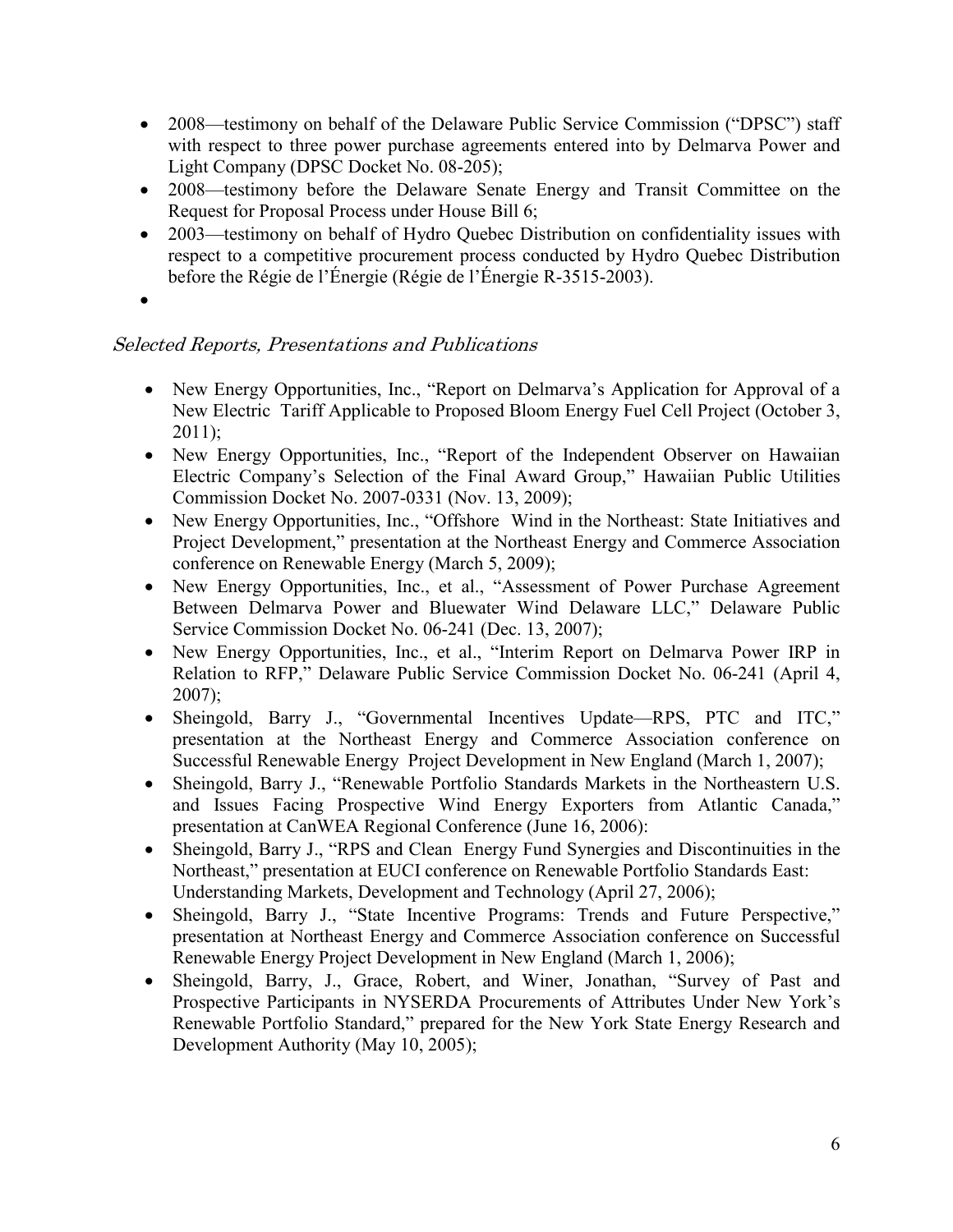- 2008—testimony on behalf of the Delaware Public Service Commission ("DPSC") staff with respect to three power purchase agreements entered into by Delmarva Power and Light Company (DPSC Docket No. 08-205);
- 2008—testimony before the Delaware Senate Energy and Transit Committee on the Request for Proposal Process under House Bill 6;
- 2003—testimony on behalf of Hydro Quebec Distribution on confidentiality issues with respect to a competitive procurement process conducted by Hydro Quebec Distribution before the Régie de l'Énergie (Régie de l'Énergie R-3515-2003).
- 

### *Selected Reports, Presentations and Publications*

- New Energy Opportunities, Inc., "Report on Delmarva's Application for Approval of a New Electric Tariff Applicable to Proposed Bloom Energy Fuel Cell Project (October 3, 2011);
- New Energy Opportunities, Inc., "Report of the Independent Observer on Hawaiian Electric Company's Selection of the Final Award Group," Hawaiian Public Utilities Commission Docket No. 2007-0331 (Nov. 13, 2009);
- New Energy Opportunities, Inc., "Offshore Wind in the Northeast: State Initiatives and Project Development," presentation at the Northeast Energy and Commerce Association conference on Renewable Energy (March 5, 2009);
- New Energy Opportunities, Inc., et al., "Assessment of Power Purchase Agreement Between Delmarva Power and Bluewater Wind Delaware LLC," Delaware Public Service Commission Docket No. 06-241 (Dec. 13, 2007);
- New Energy Opportunities, Inc., et al., "Interim Report on Delmarva Power IRP in Relation to RFP," Delaware Public Service Commission Docket No. 06-241 (April 4, 2007);
- Sheingold, Barry J., "Governmental Incentives Update—RPS, PTC and ITC," presentation at the Northeast Energy and Commerce Association conference on Successful Renewable Energy Project Development in New England (March 1, 2007);
- Sheingold, Barry J., "Renewable Portfolio Standards Markets in the Northeastern U.S. and Issues Facing Prospective Wind Energy Exporters from Atlantic Canada," presentation at CanWEA Regional Conference (June 16, 2006):
- Sheingold, Barry J., "RPS and Clean Energy Fund Synergies and Discontinuities in the Northeast," presentation at EUCI conference on Renewable Portfolio Standards East: Understanding Markets, Development and Technology (April 27, 2006);
- Sheingold, Barry J., "State Incentive Programs: Trends and Future Perspective," presentation at Northeast Energy and Commerce Association conference on Successful Renewable Energy Project Development in New England (March 1, 2006);
- Sheingold, Barry, J., Grace, Robert, and Winer, Jonathan, "Survey of Past and Prospective Participants in NYSERDA Procurements of Attributes Under New York's Renewable Portfolio Standard," prepared for the New York State Energy Research and Development Authority (May 10, 2005);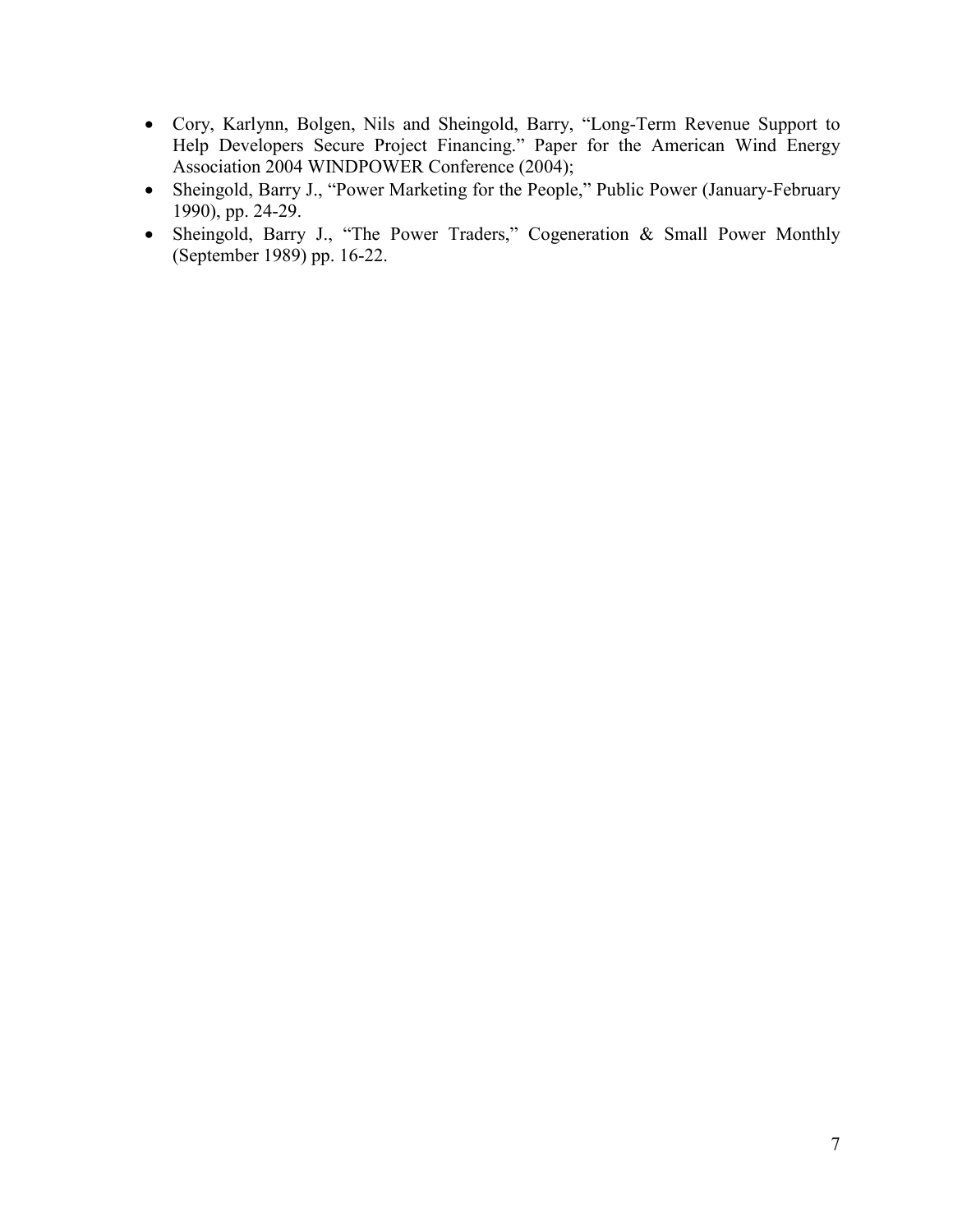- Cory, Karlynn, Bolgen, Nils and Sheingold, Barry, "Long-Term Revenue Support to Help Developers Secure Project Financing." Paper for the American Wind Energy Association 2004 WINDPOWER Conference (2004);
- Sheingold, Barry J., "Power Marketing for the People," Public Power (January-February 1990), pp. 24-29.
- Sheingold, Barry J., "The Power Traders," Cogeneration & Small Power Monthly (September 1989) pp. 16-22.